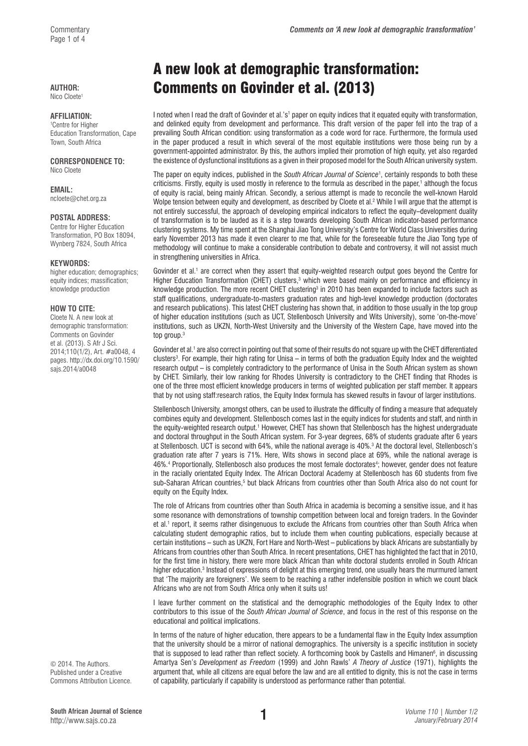# A new look at demographic transformation: Comments on Govinder et al. (2013)

**AUTHOR:**
Nico Cloete[1]

**AFFILIATION:**
[1]Centre for Higher Education Transformation, Cape Town, South Africa

**CORRESPONDENCE TO:**
Nico Cloete

**EMAIL:**
ncloete@chet.org.za

**POSTAL ADDRESS:**
Centre for Higher Education Transformation, PO Box 18094, Wynberg 7824, South Africa

**KEYWORDS:**
higher education; demographics; equity indices; massification; knowledge production

**HOW TO CITE:**
Cloete N. A new look at demographic transformation: Comments on Govinder et al. (2013). S Afr J Sci. 2014;110(1/2), Art. #a0048, 4 pages. http://dx.doi.org/10.1590/sajs.2014/a0048

© 2014. The Authors. Published under a Creative Commons Attribution Licence.

I noted when I read the draft of Govinder et al.'s[1] paper on equity indices that it equated equity with transformation, and delinked equity from development and performance. This draft version of the paper fell into the trap of a prevailing South African condition: using transformation as a code word for race. Furthermore, the formula used in the paper produced a result in which several of the most equitable institutions were those being run by a government-appointed administrator. By this, the authors implied their promotion of high equity, yet also regarded the existence of dysfunctional institutions as a given in their proposed model for the South African university system.

The paper on equity indices, published in the *South African Journal of Science*[1], certainly responds to both these criticisms. Firstly, equity is used mostly in reference to the formula as described in the paper,[1] although the focus of equity is racial, being mainly African. Secondly, a serious attempt is made to reconcile the well-known Harold Wolpe tension between equity and development, as described by Cloete et al.[2] While I will argue that the attempt is not entirely successful, the approach of developing empirical indicators to reflect the equity–development duality of transformation is to be lauded as it is a step towards developing South African indicator-based performance clustering systems. My time spent at the Shanghai Jiao Tong University's Centre for World Class Universities during early November 2013 has made it even clearer to me that, while for the foreseeable future the Jiao Tong type of methodology will continue to make a considerable contribution to debate and controversy, it will not assist much in strengthening universities in Africa.

Govinder et al.[1] are correct when they assert that equity-weighted research output goes beyond the Centre for Higher Education Transformation (CHET) clusters,[3] which were based mainly on performance and efficiency in knowledge production. The more recent CHET clustering[3] in 2010 has been expanded to include factors such as staff qualifications, undergraduate-to-masters graduation rates and high-level knowledge production (doctorates and research publications). This latest CHET clustering has shown that, in addition to those usually in the top group of higher education institutions (such as UCT, Stellenbosch University and Wits University), some 'on-the-move' institutions, such as UKZN, North-West University and the University of the Western Cape, have moved into the top group.[3]

Govinder et al.[1] are also correct in pointing out that some of their results do not square up with the CHET differentiated clusters[3]. For example, their high rating for Unisa – in terms of both the graduation Equity Index and the weighted research output – is completely contradictory to the performance of Unisa in the South African system as shown by CHET. Similarly, their low ranking for Rhodes University is contradictory to the CHET finding that Rhodes is one of the three most efficient knowledge producers in terms of weighted publication per staff member. It appears that by not using staff:research ratios, the Equity Index formula has skewed results in favour of larger institutions.

Stellenbosch University, amongst others, can be used to illustrate the difficulty of finding a measure that adequately combines equity and development. Stellenbosch comes last in the equity indices for students and staff, and ninth in the equity-weighted research output.[1] However, CHET has shown that Stellenbosch has the highest undergraduate and doctoral throughput in the South African system. For 3-year degrees, 68% of students graduate after 6 years at Stellenbosch. UCT is second with 64%, while the national average is 40%.[3] At the doctoral level, Stellenbosch's graduation rate after 7 years is 71%. Here, Wits shows in second place at 69%, while the national average is 46%.[4] Proportionally, Stellenbosch also produces the most female doctorates[4]; however, gender does not feature in the racially orientated Equity Index. The African Doctoral Academy at Stellenbosch has 60 students from five sub-Saharan African countries,[5] but black Africans from countries other than South Africa also do not count for equity on the Equity Index.

The role of Africans from countries other than South Africa in academia is becoming a sensitive issue, and it has some resonance with demonstrations of township competition between local and foreign traders. In the Govinder et al.[1] report, it seems rather disingenuous to exclude the Africans from countries other than South Africa when calculating student demographic ratios, but to include them when counting publications, especially because at certain institutions – such as UKZN, Fort Hare and North-West – publications by black Africans are substantially by Africans from countries other than South Africa. In recent presentations, CHET has highlighted the fact that in 2010, for the first time in history, there were more black African than white doctoral students enrolled in South African higher education.[3] Instead of expressions of delight at this emerging trend, one usually hears the murmured lament that 'The majority are foreigners'. We seem to be reaching a rather indefensible position in which we count black Africans who are not from South Africa only when it suits us!

I leave further comment on the statistical and the demographic methodologies of the Equity Index to other contributors to this issue of the *South African Journal of Science*, and focus in the rest of this response on the educational and political implications.

In terms of the nature of higher education, there appears to be a fundamental flaw in the Equity Index assumption that the university should be a mirror of national demographics. The university is a specific institution in society that is supposed to lead rather than reflect society. A forthcoming book by Castells and Himanen[6], in discussing Amartya Sen's *Development as Freedom* (1999) and John Rawls' *A Theory of Justice* (1971), highlights the argument that, while all citizens are equal before the law and are all entitled to dignity, this is not the case in terms of capability, particularly if capability is understood as performance rather than potential.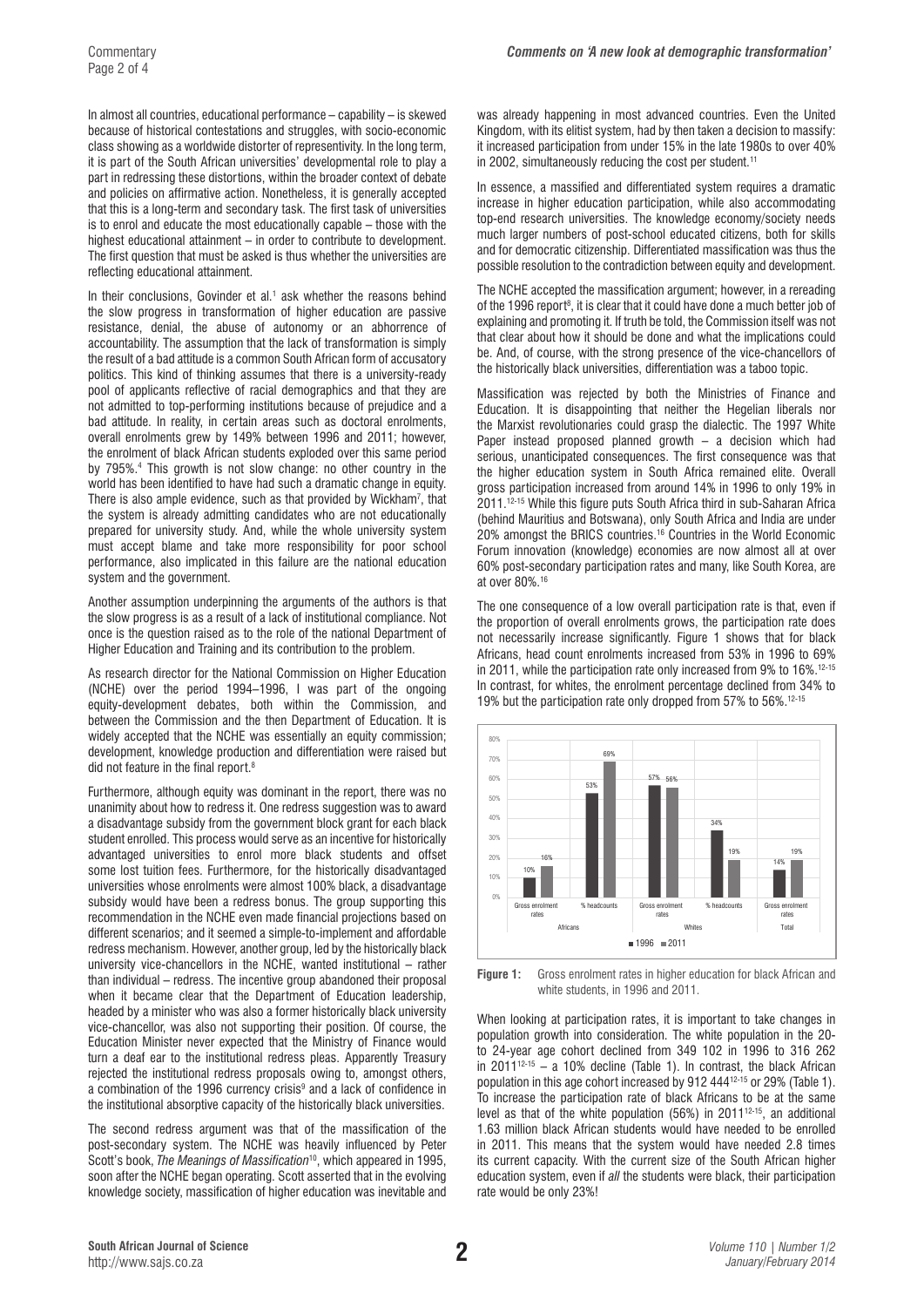In almost all countries, educational performance – capability – is skewed because of historical contestations and struggles, with socio-economic class showing as a worldwide distorter of representivity. In the long term, it is part of the South African universities' developmental role to play a part in redressing these distortions, within the broader context of debate and policies on affirmative action. Nonetheless, it is generally accepted that this is a long-term and secondary task. The first task of universities is to enrol and educate the most educationally capable – those with the highest educational attainment – in order to contribute to development. The first question that must be asked is thus whether the universities are reflecting educational attainment.

In their conclusions, Govinder et al.[1] ask whether the reasons behind the slow progress in transformation of higher education are passive resistance, denial, the abuse of autonomy or an abhorrence of accountability. The assumption that the lack of transformation is simply the result of a bad attitude is a common South African form of accusatory politics. This kind of thinking assumes that there is a university-ready pool of applicants reflective of racial demographics and that they are not admitted to top-performing institutions because of prejudice and a bad attitude. In reality, in certain areas such as doctoral enrolments, overall enrolments grew by 149% between 1996 and 2011; however, the enrolment of black African students exploded over this same period by 795%.[4] This growth is not slow change: no other country in the world has been identified to have had such a dramatic change in equity. There is also ample evidence, such as that provided by Wickham[7], that the system is already admitting candidates who are not educationally prepared for university study. And, while the whole university system must accept blame and take more responsibility for poor school performance, also implicated in this failure are the national education system and the government.

Another assumption underpinning the arguments of the authors is that the slow progress is as a result of a lack of institutional compliance. Not once is the question raised as to the role of the national Department of Higher Education and Training and its contribution to the problem.

As research director for the National Commission on Higher Education (NCHE) over the period 1994–1996, I was part of the ongoing equity-development debates, both within the Commission, and between the Commission and the then Department of Education. It is widely accepted that the NCHE was essentially an equity commission; development, knowledge production and differentiation were raised but did not feature in the final report.[8]

Furthermore, although equity was dominant in the report, there was no unanimity about how to redress it. One redress suggestion was to award a disadvantage subsidy from the government block grant for each black student enrolled. This process would serve as an incentive for historically advantaged universities to enrol more black students and offset some lost tuition fees. Furthermore, for the historically disadvantaged universities whose enrolments were almost 100% black, a disadvantage subsidy would have been a redress bonus. The group supporting this recommendation in the NCHE even made financial projections based on different scenarios; and it seemed a simple-to-implement and affordable redress mechanism. However, another group, led by the historically black university vice-chancellors in the NCHE, wanted institutional – rather than individual – redress. The incentive group abandoned their proposal when it became clear that the Department of Education leadership, headed by a minister who was also a former historically black university vice-chancellor, was also not supporting their position. Of course, the Education Minister never expected that the Ministry of Finance would turn a deaf ear to the institutional redress pleas. Apparently Treasury rejected the institutional redress proposals owing to, amongst others, a combination of the 1996 currency crisis[9] and a lack of confidence in the institutional absorptive capacity of the historically black universities.

The second redress argument was that of the massification of the post-secondary system. The NCHE was heavily influenced by Peter Scott's book, *The Meanings of Massification*[10], which appeared in 1995, soon after the NCHE began operating. Scott asserted that in the evolving knowledge society, massification of higher education was inevitable and was already happening in most advanced countries. Even the United Kingdom, with its elitist system, had by then taken a decision to massify: it increased participation from under 15% in the late 1980s to over 40% in 2002, simultaneously reducing the cost per student.[11]

In essence, a massified and differentiated system requires a dramatic increase in higher education participation, while also accommodating top-end research universities. The knowledge economy/society needs much larger numbers of post-school educated citizens, both for skills and for democratic citizenship. Differentiated massification was thus the possible resolution to the contradiction between equity and development.

The NCHE accepted the massification argument; however, in a rereading of the 1996 report[8], it is clear that it could have done a much better job of explaining and promoting it. If truth be told, the Commission itself was not that clear about how it should be done and what the implications could be. And, of course, with the strong presence of the vice-chancellors of the historically black universities, differentiation was a taboo topic.

Massification was rejected by both the Ministries of Finance and Education. It is disappointing that neither the Hegelian liberals nor the Marxist revolutionaries could grasp the dialectic. The 1997 White Paper instead proposed planned growth – a decision which had serious, unanticipated consequences. The first consequence was that the higher education system in South Africa remained elite. Overall gross participation increased from around 14% in 1996 to only 19% in 2011.[12-15] While this figure puts South Africa third in sub-Saharan Africa (behind Mauritius and Botswana), only South Africa and India are under 20% amongst the BRICS countries.[16] Countries in the World Economic Forum innovation (knowledge) economies are now almost all at over 60% post-secondary participation rates and many, like South Korea, are at over 80%.[16]

The one consequence of a low overall participation rate is that, even if the proportion of overall enrolments grows, the participation rate does not necessarily increase significantly. Figure 1 shows that for black Africans, head count enrolments increased from 53% in 1996 to 69% in 2011, while the participation rate only increased from 9% to 16%.[12-15] In contrast, for whites, the enrolment percentage declined from 34% to 19% but the participation rate only dropped from 57% to 56%.[12-15]

**Figure 1:** Gross enrolment rates in higher education for black African and white students, in 1996 and 2011.

When looking at participation rates, it is important to take changes in population growth into consideration. The white population in the 20- to 24-year age cohort declined from 349 102 in 1996 to 316 262 in 2011[12-15] – a 10% decline (Table 1). In contrast, the black African population in this age cohort increased by 912 444[12-15] or 29% (Table 1). To increase the participation rate of black Africans to be at the same level as that of the white population (56%) in 2011[12-15], an additional 1.63 million black African students would have needed to be enrolled in 2011. This means that the system would have needed 2.8 times its current capacity. With the current size of the South African higher education system, even if *all* the students were black, their participation rate would be only 23%!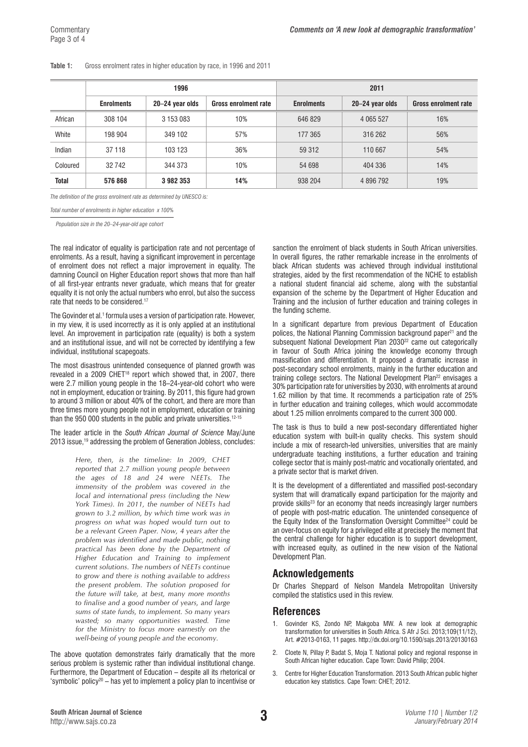**Table 1:** Gross enrolment rates in higher education by race, in 1996 and 2011

| | 1996 | | | 2011 | | |
|---|---|---|---|---|---|---|
| | Enrolments | 20–24 year olds | Gross enrolment rate | Enrolments | 20–24 year olds | Gross enrolment rate |
| African | 308 104 | 3 153 083 | 10% | 646 829 | 4 065 527 | 16% |
| White | 198 904 | 349 102 | 57% | 177 365 | 316 262 | 56% |
| Indian | 37 118 | 103 123 | 36% | 59 312 | 110 667 | 54% |
| Coloured | 32 742 | 344 373 | 10% | 54 698 | 404 336 | 14% |
| **Total** | **576 868** | **3 982 353** | **14%** | 938 204 | 4 896 792 | 19% |

*The definition of the gross enrolment rate as determined by UNESCO is:*

$$\frac{\text{Total number of enrolments in higher education}}{\text{Population size in the 20–24-year-old age cohort}} \times 100\%$$

The real indicator of equality is participation rate and not percentage of enrolments. As a result, having a significant improvement in percentage of enrolment does not reflect a major improvement in equality. The damning Council on Higher Education report shows that more than half of all first-year entrants never graduate, which means that for greater equality it is not only the actual numbers who enrol, but also the success rate that needs to be considered.[17]

The Govinder et al.[1] formula uses a version of participation rate. However, in my view, it is used incorrectly as it is only applied at an institutional level. An improvement in participation rate (equality) is both a system and an institutional issue, and will not be corrected by identifying a few individual, institutional scapegoats.

The most disastrous unintended consequence of planned growth was revealed in a 2009 CHET[18] report which showed that, in 2007, there were 2.7 million young people in the 18–24-year-old cohort who were not in employment, education or training. By 2011, this figure had grown to around 3 million or about 40% of the cohort, and there are more than three times more young people not in employment, education or training than the 950 000 students in the public and private universities.[12-15]

The leader article in the *South African Journal of Science* May/June 2013 issue,[19] addressing the problem of Generation Jobless, concludes:

> *Here, then, is the timeline: In 2009, CHET reported that 2.7 million young people between the ages of 18 and 24 were NEETs. The immensity of the problem was covered in the local and international press (including the New York Times). In 2011, the number of NEETs had grown to 3.2 million, by which time work was in progress on what was hoped would turn out to be a relevant Green Paper. Now, 4 years after the problem was identified and made public, nothing practical has been done by the Department of Higher Education and Training to implement current solutions. The numbers of NEETs continue to grow and there is nothing available to address the present problem. The solution proposed for the future will take, at best, many more months to finalise and a good number of years, and large sums of state funds, to implement. So many years wasted; so many opportunities wasted. Time for the Ministry to focus more earnestly on the well-being of young people and the economy.*

The above quotation demonstrates fairly dramatically that the more serious problem is systemic rather than individual institutional change. Furthermore, the Department of Education – despite all its rhetorical or 'symbolic' policy[20] – has yet to implement a policy plan to incentivise or sanction the enrolment of black students in South African universities. In overall figures, the rather remarkable increase in the enrolments of black African students was achieved through individual institutional strategies, aided by the first recommendation of the NCHE to establish a national student financial aid scheme, along with the substantial expansion of the scheme by the Department of Higher Education and Training and the inclusion of further education and training colleges in the funding scheme.

In a significant departure from previous Department of Education polices, the National Planning Commission background paper[21] and the subsequent National Development Plan 2030[22] came out categorically in favour of South Africa joining the knowledge economy through massification and differentiation. It proposed a dramatic increase in post-secondary school enrolments, mainly in the further education and training college sectors. The National Development Plan[22] envisages a 30% participation rate for universities by 2030, with enrolments at around 1.62 million by that time. It recommends a participation rate of 25% in further education and training colleges, which would accommodate about 1.25 million enrolments compared to the current 300 000.

The task is thus to build a new post-secondary differentiated higher education system with built-in quality checks. This system should include a mix of research-led universities, universities that are mainly undergraduate teaching institutions, a further education and training college sector that is mainly post-matric and vocationally orientated, and a private sector that is market driven.

It is the development of a differentiated and massified post-secondary system that will dramatically expand participation for the majority and provide skills[23] for an economy that needs increasingly larger numbers of people with post-matric education. The unintended consequence of the Equity Index of the Transformation Oversight Committee[24] could be an over-focus on equity for a privileged elite at precisely the moment that the central challenge for higher education is to support development, with increased equity, as outlined in the new vision of the National Development Plan.

## Acknowledgements

Dr Charles Sheppard of Nelson Mandela Metropolitan University compiled the statistics used in this review.

## References

1. Govinder KS, Zondo NP, Makgoba MW. A new look at demographic transformation for universities in South Africa. S Afr J Sci. 2013;109(11/12), Art. #2013-0163, 11 pages. http://dx.doi.org/10.1590/sajs.2013/20130163
2. Cloete N, Pillay P, Badat S, Moja T. National policy and regional response in South African higher education. Cape Town: David Philip; 2004.
3. Centre for Higher Education Transformation. 2013 South African public higher education key statistics. Cape Town: CHET; 2012.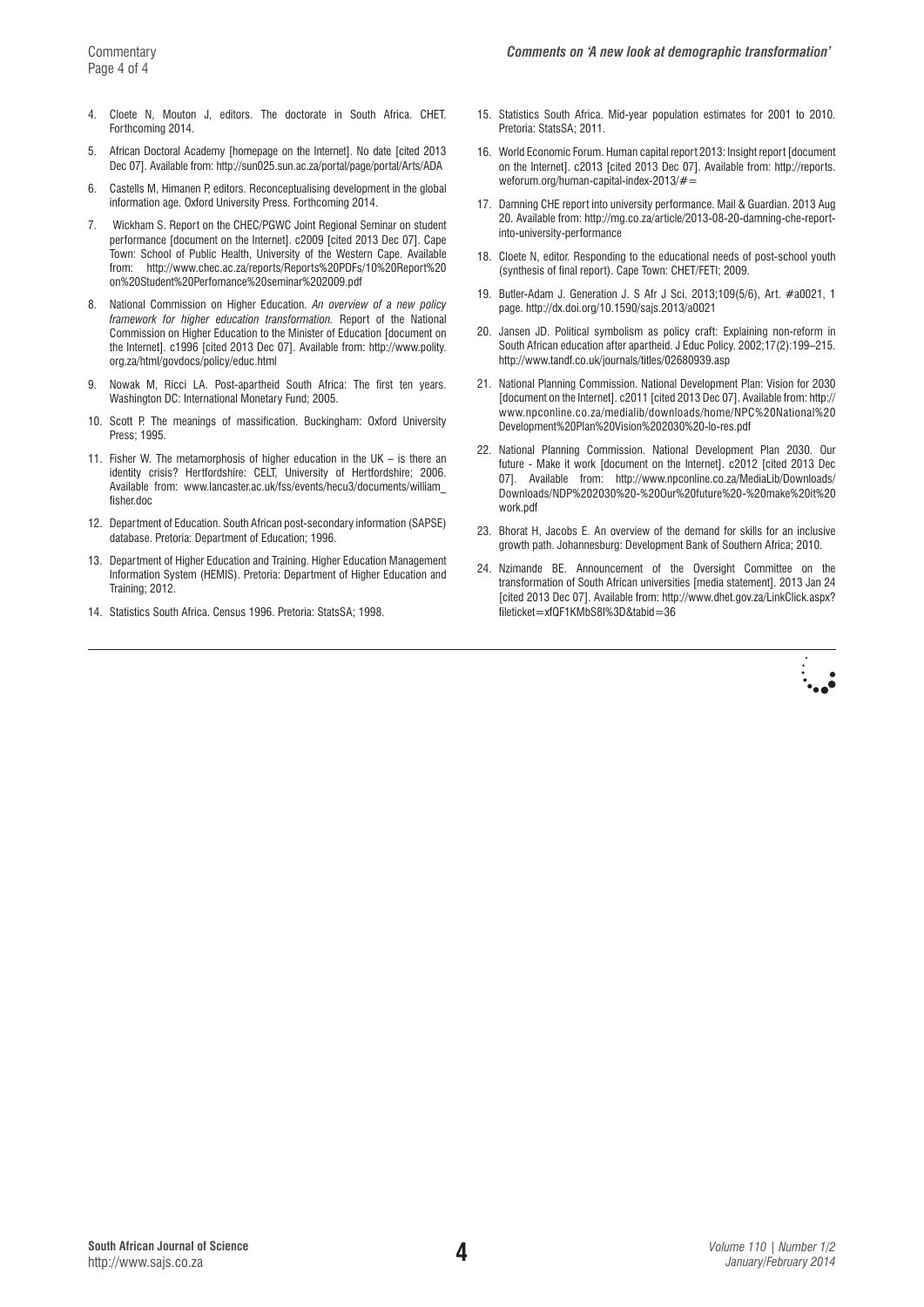4. Cloete N, Mouton J, editors. The doctorate in South Africa. CHET. Forthcoming 2014.

5. African Doctoral Academy [homepage on the Internet]. No date [cited 2013 Dec 07]. Available from: http://sun025.sun.ac.za/portal/page/portal/Arts/ADA

6. Castells M, Himanen P, editors. Reconceptualising development in the global information age. Oxford University Press. Forthcoming 2014.

7. Wickham S. Report on the CHEC/PGWC Joint Regional Seminar on student performance [document on the Internet]. c2009 [cited 2013 Dec 07]. Cape Town: School of Public Health, University of the Western Cape. Available from: http://www.chec.ac.za/reports/Reports%20PDFs/10%20Report%20on%20Student%20Perfomance%20seminar%202009.pdf

8. National Commission on Higher Education. *An overview of a new policy framework for higher education transformation.* Report of the National Commission on Higher Education to the Minister of Education [document on the Internet]. c1996 [cited 2013 Dec 07]. Available from: http://www.polity.org.za/html/govdocs/policy/educ.html

9. Nowak M, Ricci LA. Post-apartheid South Africa: The first ten years. Washington DC: International Monetary Fund; 2005.

10. Scott P. The meanings of massification. Buckingham: Oxford University Press; 1995.

11. Fisher W. The metamorphosis of higher education in the UK – is there an identity crisis? Hertfordshire: CELT, University of Hertfordshire; 2006. Available from: www.lancaster.ac.uk/fss/events/hecu3/documents/william_fisher.doc

12. Department of Education. South African post-secondary information (SAPSE) database. Pretoria: Department of Education; 1996.

13. Department of Higher Education and Training. Higher Education Management Information System (HEMIS). Pretoria: Department of Higher Education and Training; 2012.

14. Statistics South Africa. Census 1996. Pretoria: StatsSA; 1998.

15. Statistics South Africa. Mid-year population estimates for 2001 to 2010. Pretoria: StatsSA; 2011.

16. World Economic Forum. Human capital report 2013: Insight report [document on the Internet]. c2013 [cited 2013 Dec 07]. Available from: http://reports.weforum.org/human-capital-index-2013/#=

17. Damning CHE report into university performance. Mail & Guardian. 2013 Aug 20. Available from: http://mg.co.za/article/2013-08-20-damning-che-report-into-university-performance

18. Cloete N, editor. Responding to the educational needs of post-school youth (synthesis of final report). Cape Town: CHET/FETI; 2009.

19. Butler-Adam J. Generation J. S Afr J Sci. 2013;109(5/6), Art. #a0021, 1 page. http://dx.doi.org/10.1590/sajs.2013/a0021

20. Jansen JD. Political symbolism as policy craft: Explaining non-reform in South African education after apartheid. J Educ Policy. 2002;17(2):199–215. http://www.tandf.co.uk/journals/titles/02680939.asp

21. National Planning Commission. National Development Plan: Vision for 2030 [document on the Internet]. c2011 [cited 2013 Dec 07]. Available from: http://www.npconline.co.za/medialib/downloads/home/NPC%20National%20Development%20Plan%20Vision%202030%20-lo-res.pdf

22. National Planning Commission. National Development Plan 2030. Our future - Make it work [document on the Internet]. c2012 [cited 2013 Dec 07]. Available from: http://www.npconline.co.za/MediaLib/Downloads/Downloads/NDP%202030%20-%20Our%20future%20-%20make%20it%20work.pdf

23. Bhorat H, Jacobs E. An overview of the demand for skills for an inclusive growth path. Johannesburg: Development Bank of Southern Africa; 2010.

24. Nzimande BE. Announcement of the Oversight Committee on the transformation of South African universities [media statement]. 2013 Jan 24 [cited 2013 Dec 07]. Available from: http://www.dhet.gov.za/LinkClick.aspx?fileticket=xfQF1KMbS8I%3D&tabid=36